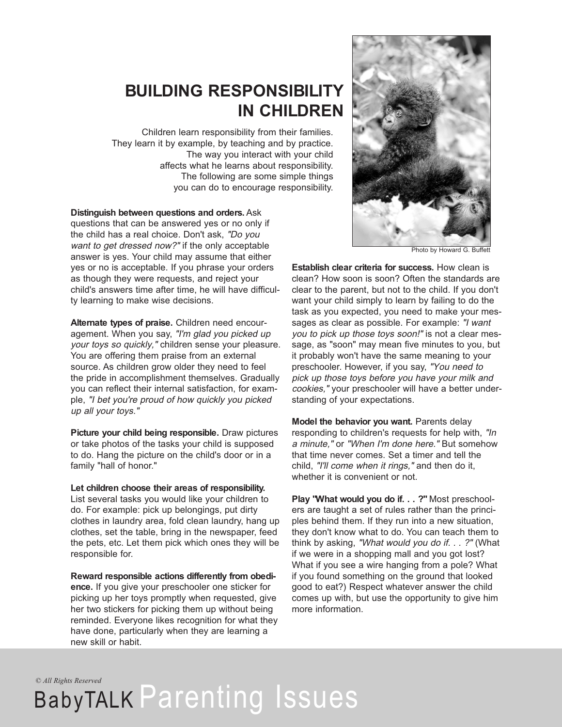# BUILDING RESPONSIBILITY IN CHILDREN

Children learn responsibility from their families. They learn it by example, by teaching and by practice. The way you interact with your child affects what he learns about responsibility. The following are some simple things you can do to encourage responsibility.

Photo by Howard G. Buffett

**Distinguish between questions and orders.** Ask questions that can be answered yes or no only if the child has a real choice. Don't ask, *"Do you want to get dressed now?"* if the only acceptable answer is yes. Your child may assume that either yes or no is acceptable. If you phrase your orders as though they were requests, and reject your child's answers time after time, he will have difficulty learning to make wise decisions.

**Alternate types of praise.** Children need encouragement. When you say, *"I'm glad you picked up your toys so quickly,"* children sense your pleasure. You are offering them praise from an external source. As children grow older they need to feel the pride in accomplishment themselves. Gradually you can reflect their internal satisfaction, for example, *"I bet you're proud of how quickly you picked up all your toys."*

**Picture your child being responsible.** Draw pictures or take photos of the tasks your child is supposed to do. Hang the picture on the child's door or in a family "hall of honor."

**Let children choose their areas of responsibility.** List several tasks you would like your children to do. For example: pick up belongings, put dirty clothes in laundry area, fold clean laundry, hang up clothes, set the table, bring in the newspaper, feed the pets, etc. Let them pick which ones they will be responsible for.

**Reward responsible actions differently from obedience.** If you give your preschooler one sticker for picking up her toys promptly when requested, give her two stickers for picking them up without being reminded. Everyone likes recognition for what they have done, particularly when they are learning a new skill or habit.

**Establish clear criteria for success.** How clean is clean? How soon is soon? Often the standards are clear to the parent, but not to the child. If you don't want your child simply to learn by failing to do the task as you expected, you need to make your messages as clear as possible. For example: *"I want you to pick up those toys soon!"* is not a clear message, as "soon" may mean five minutes to you, but it probably won't have the same meaning to your preschooler. However, if you say, *"You need to pick up those toys before you have your milk and cookies,"* your preschooler will have a better understanding of your expectations.

**Model the behavior you want.** Parents delay responding to children's requests for help with, *"In a minute,"* or *"When I'm done here."* But somehow that time never comes. Set a timer and tell the child, *"I'll come when it rings,"* and then do it, whether it is convenient or not.

**Play "What would you do if. . . ?"** Most preschoolers are taught a set of rules rather than the principles behind them. If they run into a new situation, they don't know what to do. You can teach them to think by asking, *"What would you do if. . . ?"* (What if we were in a shopping mall and you got lost? What if you see a wire hanging from a pole? What if you found something on the ground that looked good to eat?) Respect whatever answer the child comes up with, but use the opportunity to give him more information.

*© All Rights Reserved*

BabyTALK Parenting Issues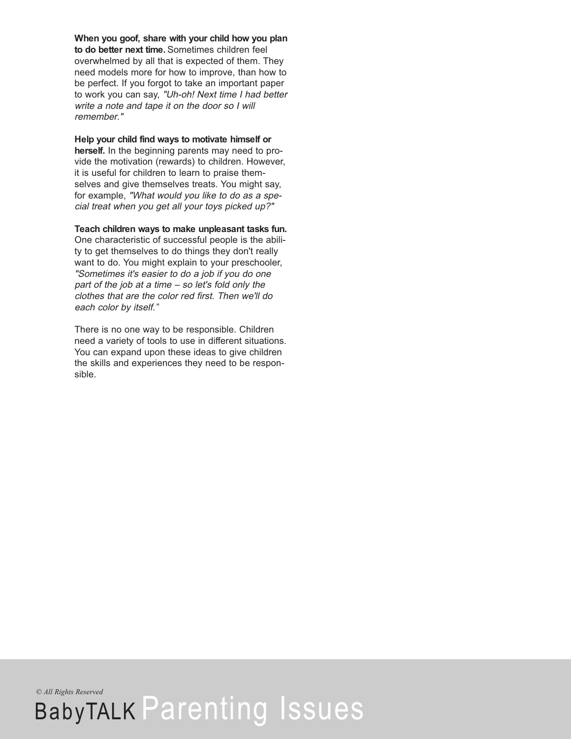**When you goof, share with your child how you plan to do better next time.** Sometimes children feel overwhelmed by all that is expected of them. They need models more for how to improve, than how to be perfect. If you forgot to take an important paper to work you can say, *"Uh-oh! Next time I had better write a note and tape it on the door so I will remember."*

**Help your child find ways to motivate himself or herself.** In the beginning parents may need to provide the motivation (rewards) to children. However, it is useful for children to learn to praise themselves and give themselves treats. You might say, for example, *"What would you like to do as a special treat when you get all your toys picked up?"*

**Teach children ways to make unpleasant tasks fun.** One characteristic of successful people is the ability to get themselves to do things they don't really want to do. You might explain to your preschooler, *"Sometimes it's easier to do a job if you do one part of the job at a time – so let's fold only the clothes that are the color red first. Then we'll do each color by itself."*

There is no one way to be responsible. Children need a variety of tools to use in different situations. You can expand upon these ideas to give children the skills and experiences they need to be responsible.

*© All Rights Reserved*

BabyTALK Parenting Issues